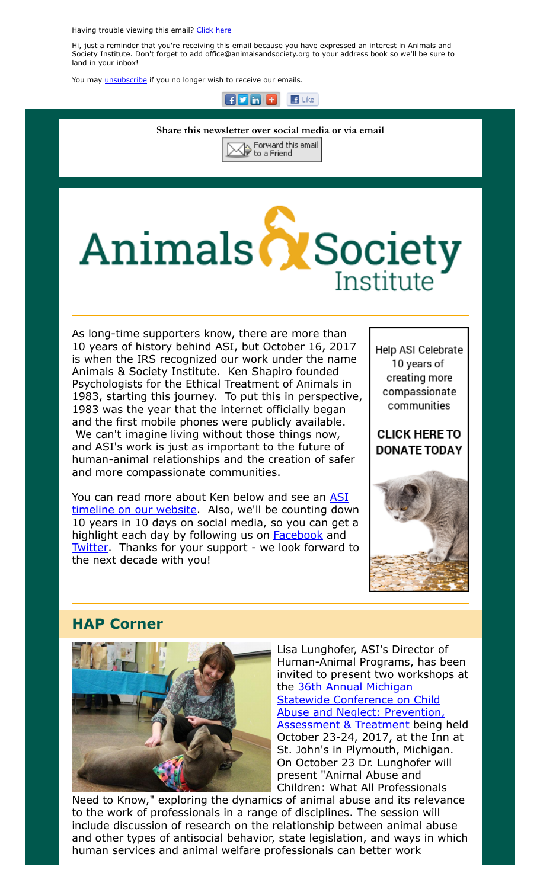Having trouble viewing this email? Click here

Hi, just a reminder that you're receiving this email because you have expressed an interest in Animals and Society Institute. Don't forget to add office@animalsandsociety.org to your address book so we'll be sure to land in your inbox!

You may unsubscribe if you no longer wish to receive our emails.

**Share this newsletter over social media or via email**

Forward this email to a Friend

# Animals & Society Institute

As long-time supporters know, there are more than 10 years of history behind ASI, but October 16, 2017 is when the IRS recognized our work under the name Animals & Society Institute. Ken Shapiro founded Psychologists for the Ethical Treatment of Animals in 1983, starting this journey. To put this in perspective, 1983 was the year that the internet officially began and the first mobile phones were publicly available. We can't imagine living without those things now, and ASI's work is just as important to the future of human-animal relationships and the creation of safer and more compassionate communities.

You can read more about Ken below and see an ASI timeline on our website. Also, we'll be counting down 10 years in 10 days on social media, so you can get a highlight each day by following us on Facebook and Twitter. Thanks for your support - we look forward to the next decade with you!

Help ASI Celebrate 10 years of creating more compassionate communities

**CLICK HERE TO DONATE TODAY**

## HAP Corner

Lisa Lunghofer, ASI's Director of Human-Animal Programs, has been invited to present two workshops at the 36th Annual Michigan Statewide Conference on Child Abuse and Neglect: Prevention, Assessment & Treatment being held October 23-24, 2017, at the Inn at St. John's in Plymouth, Michigan. On October 23 Dr. Lunghofer will present "Animal Abuse and Children: What All Professionals Need to Know," exploring the dynamics of animal abuse and its relevance to the work of professionals in a range of disciplines. The session will include discussion of research on the relationship between animal abuse and other types of antisocial behavior, state legislation, and ways in which human services and animal welfare professionals can better work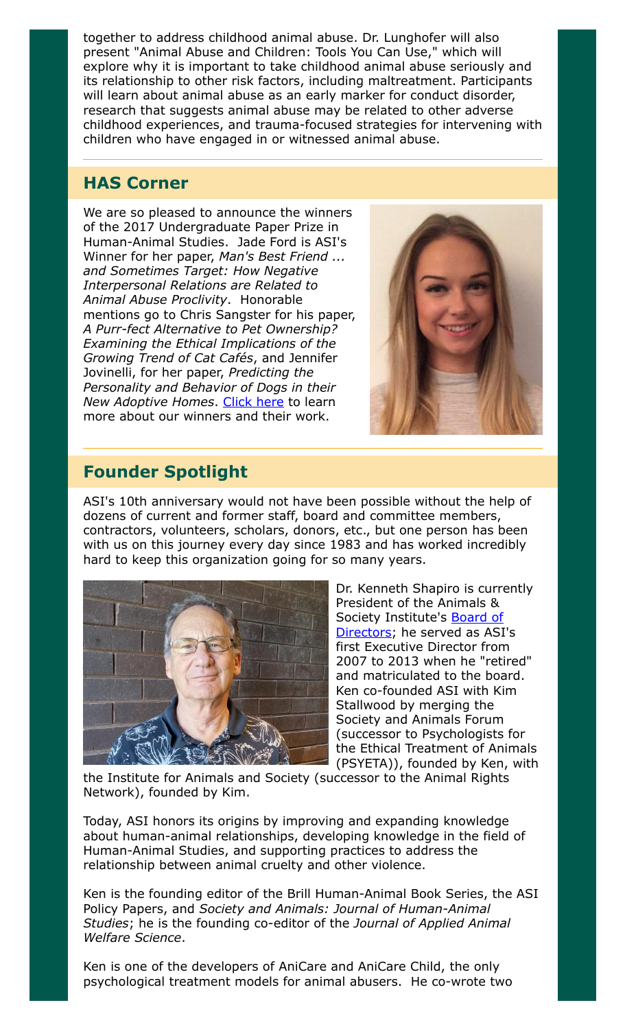together to address childhood animal abuse. Dr. Lunghofer will also present "Animal Abuse and Children: Tools You Can Use," which will explore why it is important to take childhood animal abuse seriously and its relationship to other risk factors, including maltreatment. Participants will learn about animal abuse as an early marker for conduct disorder, research that suggests animal abuse may be related to other adverse childhood experiences, and trauma-focused strategies for intervening with children who have engaged in or witnessed animal abuse.

## HAS Corner

We are so pleased to announce the winners of the 2017 Undergraduate Paper Prize in Human-Animal Studies. Jade Ford is ASI's Winner for her paper, *Man's Best Friend ... and Sometimes Target: How Negative Interpersonal Relations are Related to Animal Abuse Proclivity*. Honorable mentions go to Chris Sangster for his paper, *A Purr-fect Alternative to Pet Ownership? Examining the Ethical Implications of the Growing Trend of Cat Cafés*, and Jennifer Jovinelli, for her paper, *Predicting the Personality and Behavior of Dogs in their New Adoptive Homes*. Click here to learn more about our winners and their work.

## Founder Spotlight

ASI's 10th anniversary would not have been possible without the help of dozens of current and former staff, board and committee members, contractors, volunteers, scholars, donors, etc., but one person has been with us on this journey every day since 1983 and has worked incredibly hard to keep this organization going for so many years.

Dr. Kenneth Shapiro is currently President of the Animals & Society Institute's Board of Directors; he served as ASI's first Executive Director from 2007 to 2013 when he "retired" and matriculated to the board. Ken co-founded ASI with Kim Stallwood by merging the Society and Animals Forum (successor to Psychologists for the Ethical Treatment of Animals (PSYETA)), founded by Ken, with the Institute for Animals and Society (successor to the Animal Rights Network), founded by Kim.

Today, ASI honors its origins by improving and expanding knowledge about human-animal relationships, developing knowledge in the field of Human-Animal Studies, and supporting practices to address the relationship between animal cruelty and other violence.

Ken is the founding editor of the Brill Human-Animal Book Series, the ASI Policy Papers, and *Society and Animals: Journal of Human-Animal Studies*; he is the founding co-editor of the *Journal of Applied Animal Welfare Science*.

Ken is one of the developers of AniCare and AniCare Child, the only psychological treatment models for animal abusers. He co-wrote two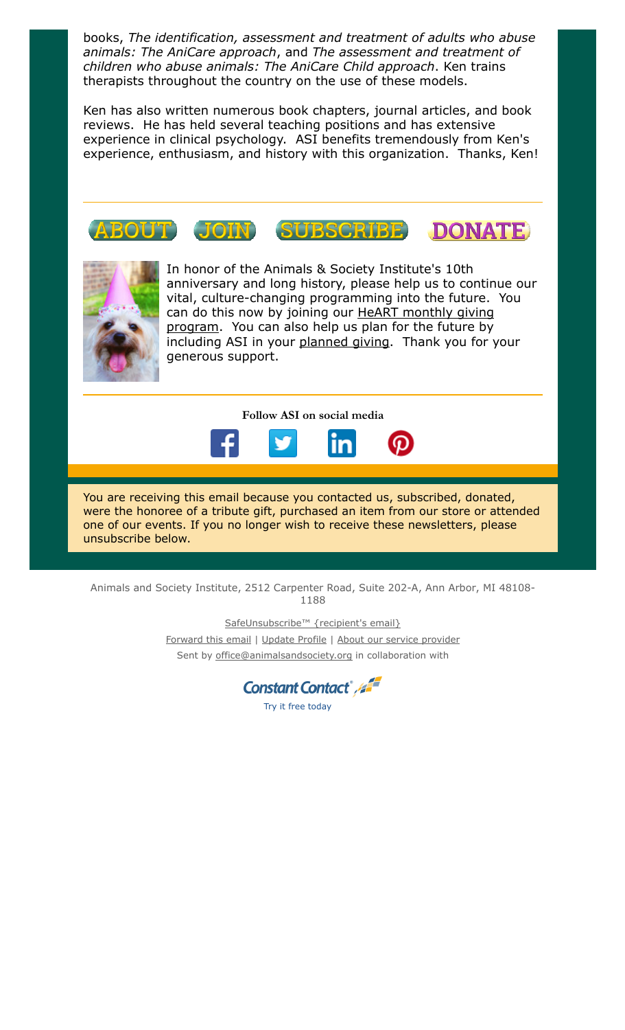books, *The identification, assessment and treatment of adults who abuse animals: The AniCare approach*, and *The assessment and treatment of children who abuse animals: The AniCare Child approach*. Ken trains therapists throughout the country on the use of these models.

Ken has also written numerous book chapters, journal articles, and book reviews. He has held several teaching positions and has extensive experience in clinical psychology. ASI benefits tremendously from Ken's experience, enthusiasm, and history with this organization. Thanks, Ken!

---

ABOUT JOIN SUBSCRIBE DONATE

In honor of the Animals & Society Institute's 10th anniversary and long history, please help us to continue our vital, culture-changing programming into the future. You can do this now by joining our HeART monthly giving program. You can also help us plan for the future by including ASI in your planned giving. Thank you for your generous support.

---

**Follow ASI on social media**

You are receiving this email because you contacted us, subscribed, donated, were the honoree of a tribute gift, purchased an item from our store or attended one of our events. If you no longer wish to receive these newsletters, please unsubscribe below.

Animals and Society Institute, 2512 Carpenter Road, Suite 202-A, Ann Arbor, MI 48108-1188

SafeUnsubscribe™ {recipient's email}

Forward this email | Update Profile | About our service provider

Sent by office@animalsandsociety.org in collaboration with

Constant Contact

Try it free today